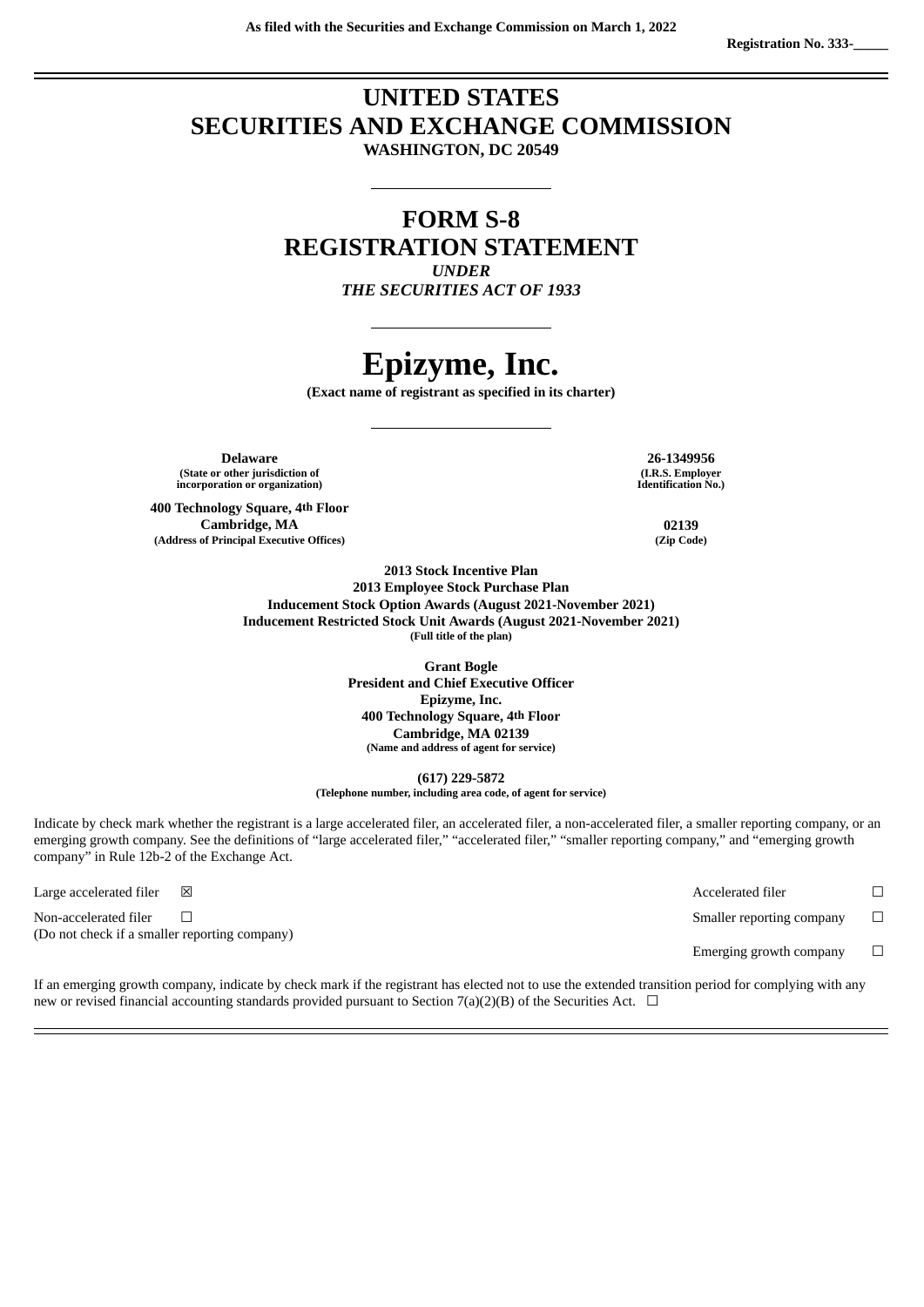As filed with the Securities and Exchange Commission on March 1, 2022

Registration No. 333-\_\_\_\_\_

# UNITED STATES SECURITIES AND EXCHANGE COMMISSION

**WASHINGTON, DC 20549**

# FORM S-8 REGISTRATION STATEMENT

*UNDER THE SECURITIES ACT OF 1933*

# Epizyme, Inc.

**(Exact name of registrant as specified in its charter)**

| | |
|---|---|
| **Delaware** (State or other jurisdiction of incorporation or organization) | **26-1349956** (I.R.S. Employer Identification No.) |
| **400 Technology Square, 4th Floor Cambridge, MA** (Address of Principal Executive Offices) | **02139** (Zip Code) |

**2013 Stock Incentive Plan**
**2013 Employee Stock Purchase Plan**
**Inducement Stock Option Awards (August 2021-November 2021)**
**Inducement Restricted Stock Unit Awards (August 2021-November 2021)**
**(Full title of the plan)**

**Grant Bogle**
**President and Chief Executive Officer**
**Epizyme, Inc.**
**400 Technology Square, 4th Floor**
**Cambridge, MA 02139**
**(Name and address of agent for service)**

**(617) 229-5872**
**(Telephone number, including area code, of agent for service)**

Indicate by check mark whether the registrant is a large accelerated filer, an accelerated filer, a non-accelerated filer, a smaller reporting company, or an emerging growth company. See the definitions of "large accelerated filer," "accelerated filer," "smaller reporting company," and "emerging growth company" in Rule 12b-2 of the Exchange Act.

| | | | |
|---|---|---|---|
| Large accelerated filer | ☒ | Accelerated filer | ☐ |
| Non-accelerated filer (Do not check if a smaller reporting company) | ☐ | Smaller reporting company | ☐ |
| | | Emerging growth company | ☐ |

If an emerging growth company, indicate by check mark if the registrant has elected not to use the extended transition period for complying with any new or revised financial accounting standards provided pursuant to Section 7(a)(2)(B) of the Securities Act. ☐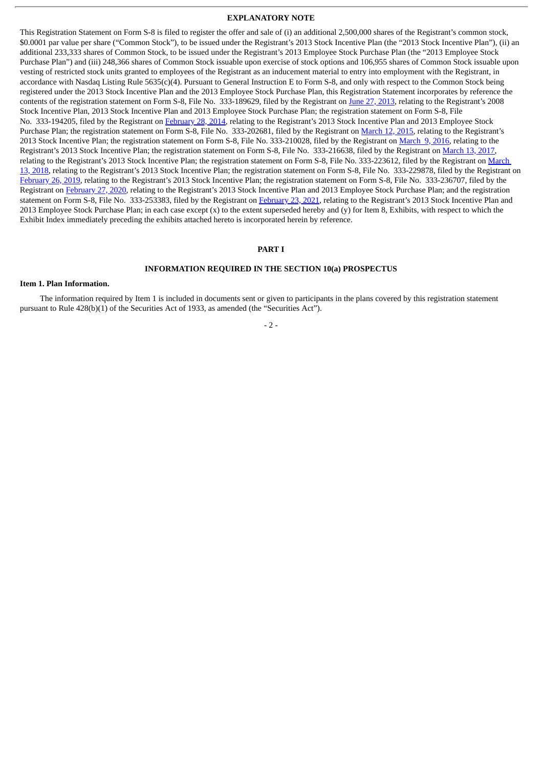## EXPLANATORY NOTE

This Registration Statement on Form S-8 is filed to register the offer and sale of (i) an additional 2,500,000 shares of the Registrant's common stock, \$0.0001 par value per share ("Common Stock"), to be issued under the Registrant's 2013 Stock Incentive Plan (the "2013 Stock Incentive Plan"), (ii) an additional 233,333 shares of Common Stock, to be issued under the Registrant's 2013 Employee Stock Purchase Plan (the "2013 Employee Stock Purchase Plan") and (iii) 248,366 shares of Common Stock issuable upon exercise of stock options and 106,955 shares of Common Stock issuable upon vesting of restricted stock units granted to employees of the Registrant as an inducement material to entry into employment with the Registrant, in accordance with Nasdaq Listing Rule 5635(c)(4). Pursuant to General Instruction E to Form S-8, and only with respect to the Common Stock being registered under the 2013 Stock Incentive Plan and the 2013 Employee Stock Purchase Plan, this Registration Statement incorporates by reference the contents of the registration statement on Form S-8, File No. 333-189629, filed by the Registrant on June 27, 2013, relating to the Registrant's 2008 Stock Incentive Plan, 2013 Stock Incentive Plan and 2013 Employee Stock Purchase Plan; the registration statement on Form S-8, File No. 333-194205, filed by the Registrant on February 28, 2014, relating to the Registrant's 2013 Stock Incentive Plan and 2013 Employee Stock Purchase Plan; the registration statement on Form S-8, File No. 333-202681, filed by the Registrant on March 12, 2015, relating to the Registrant's 2013 Stock Incentive Plan; the registration statement on Form S-8, File No. 333-210028, filed by the Registrant on March 9, 2016, relating to the Registrant's 2013 Stock Incentive Plan; the registration statement on Form S-8, File No. 333-216638, filed by the Registrant on March 13, 2017, relating to the Registrant's 2013 Stock Incentive Plan; the registration statement on Form S-8, File No. 333-223612, filed by the Registrant on March 13, 2018, relating to the Registrant's 2013 Stock Incentive Plan; the registration statement on Form S-8, File No. 333-229878, filed by the Registrant on February 26, 2019, relating to the Registrant's 2013 Stock Incentive Plan; the registration statement on Form S-8, File No. 333-236707, filed by the Registrant on February 27, 2020, relating to the Registrant's 2013 Stock Incentive Plan and 2013 Employee Stock Purchase Plan; and the registration statement on Form S-8, File No. 333-253383, filed by the Registrant on February 23, 2021, relating to the Registrant's 2013 Stock Incentive Plan and 2013 Employee Stock Purchase Plan; in each case except (x) to the extent superseded hereby and (y) for Item 8, Exhibits, with respect to which the Exhibit Index immediately preceding the exhibits attached hereto is incorporated herein by reference.

## PART I

## INFORMATION REQUIRED IN THE SECTION 10(a) PROSPECTUS

**Item 1. Plan Information.**

The information required by Item 1 is included in documents sent or given to participants in the plans covered by this registration statement pursuant to Rule 428(b)(1) of the Securities Act of 1933, as amended (the "Securities Act").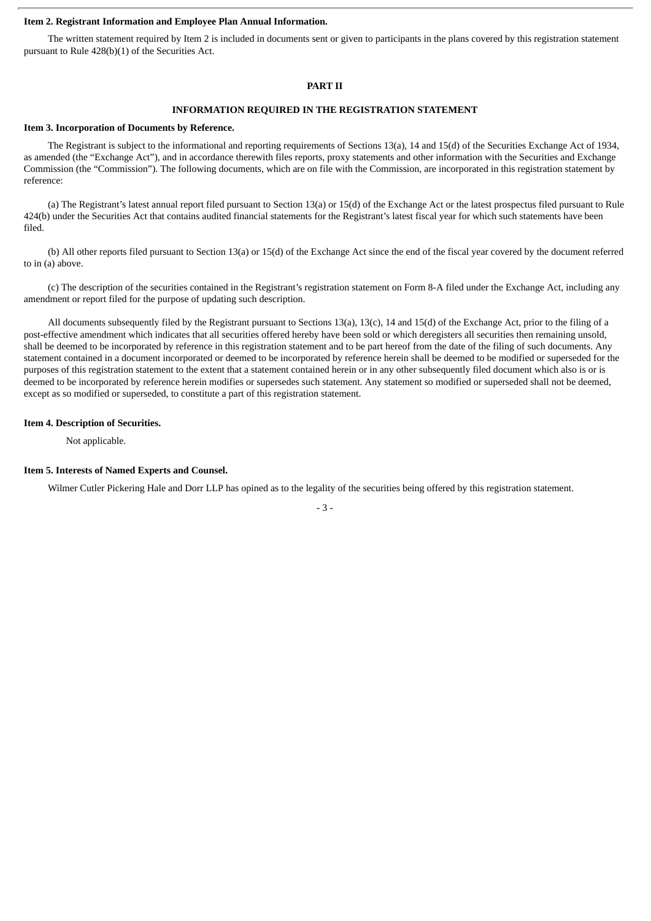**Item 2. Registrant Information and Employee Plan Annual Information.**

The written statement required by Item 2 is included in documents sent or given to participants in the plans covered by this registration statement pursuant to Rule 428(b)(1) of the Securities Act.

## PART II

## INFORMATION REQUIRED IN THE REGISTRATION STATEMENT

**Item 3. Incorporation of Documents by Reference.**

The Registrant is subject to the informational and reporting requirements of Sections 13(a), 14 and 15(d) of the Securities Exchange Act of 1934, as amended (the "Exchange Act"), and in accordance therewith files reports, proxy statements and other information with the Securities and Exchange Commission (the "Commission"). The following documents, which are on file with the Commission, are incorporated in this registration statement by reference:

(a) The Registrant's latest annual report filed pursuant to Section 13(a) or 15(d) of the Exchange Act or the latest prospectus filed pursuant to Rule 424(b) under the Securities Act that contains audited financial statements for the Registrant's latest fiscal year for which such statements have been filed.

(b) All other reports filed pursuant to Section 13(a) or 15(d) of the Exchange Act since the end of the fiscal year covered by the document referred to in (a) above.

(c) The description of the securities contained in the Registrant's registration statement on Form 8-A filed under the Exchange Act, including any amendment or report filed for the purpose of updating such description.

All documents subsequently filed by the Registrant pursuant to Sections 13(a), 13(c), 14 and 15(d) of the Exchange Act, prior to the filing of a post-effective amendment which indicates that all securities offered hereby have been sold or which deregisters all securities then remaining unsold, shall be deemed to be incorporated by reference in this registration statement and to be part hereof from the date of the filing of such documents. Any statement contained in a document incorporated or deemed to be incorporated by reference herein shall be deemed to be modified or superseded for the purposes of this registration statement to the extent that a statement contained herein or in any other subsequently filed document which also is or is deemed to be incorporated by reference herein modifies or supersedes such statement. Any statement so modified or superseded shall not be deemed, except as so modified or superseded, to constitute a part of this registration statement.

**Item 4. Description of Securities.**

Not applicable.

**Item 5. Interests of Named Experts and Counsel.**

Wilmer Cutler Pickering Hale and Dorr LLP has opined as to the legality of the securities being offered by this registration statement.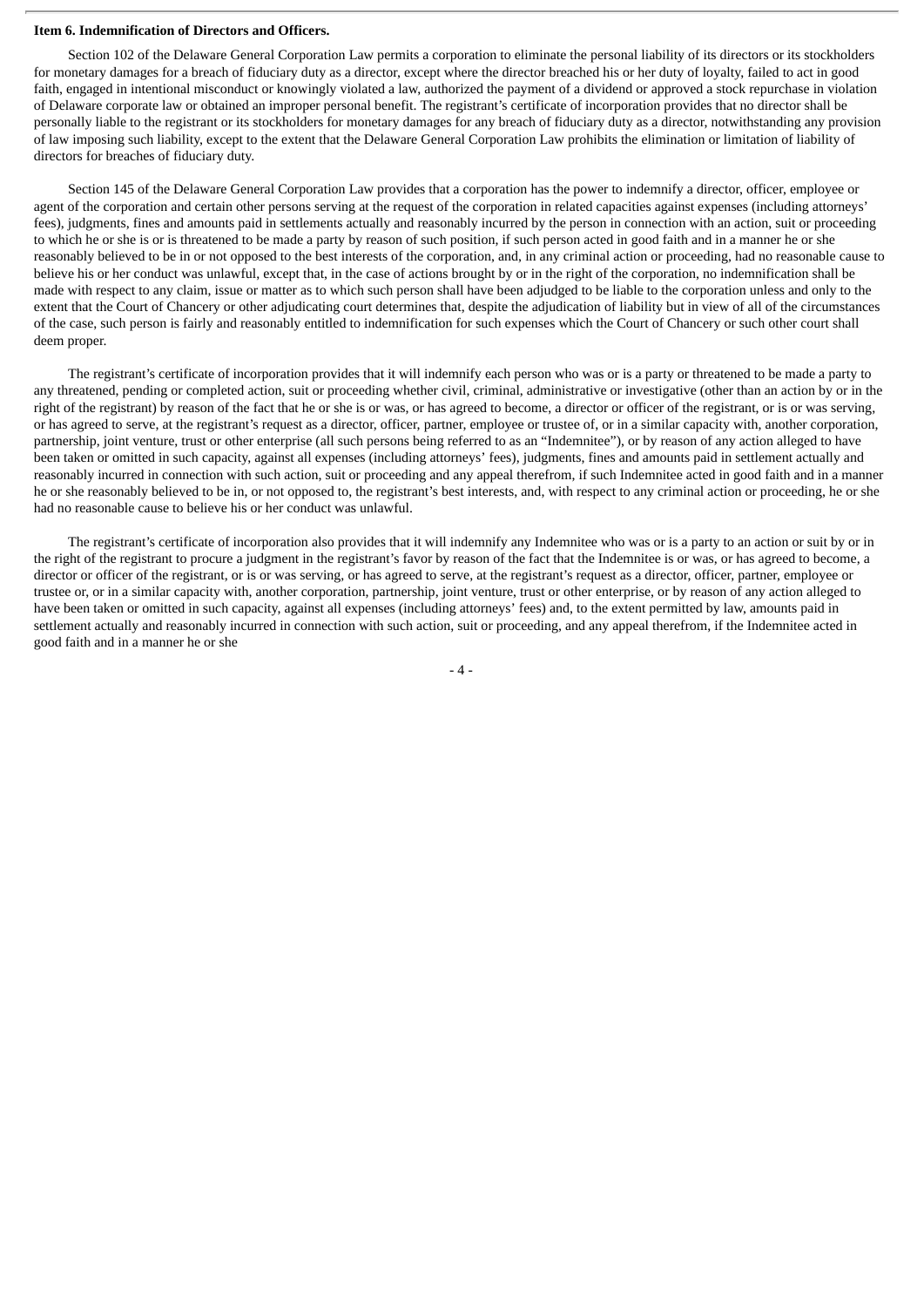**Item 6. Indemnification of Directors and Officers.**

Section 102 of the Delaware General Corporation Law permits a corporation to eliminate the personal liability of its directors or its stockholders for monetary damages for a breach of fiduciary duty as a director, except where the director breached his or her duty of loyalty, failed to act in good faith, engaged in intentional misconduct or knowingly violated a law, authorized the payment of a dividend or approved a stock repurchase in violation of Delaware corporate law or obtained an improper personal benefit. The registrant's certificate of incorporation provides that no director shall be personally liable to the registrant or its stockholders for monetary damages for any breach of fiduciary duty as a director, notwithstanding any provision of law imposing such liability, except to the extent that the Delaware General Corporation Law prohibits the elimination or limitation of liability of directors for breaches of fiduciary duty.

Section 145 of the Delaware General Corporation Law provides that a corporation has the power to indemnify a director, officer, employee or agent of the corporation and certain other persons serving at the request of the corporation in related capacities against expenses (including attorneys' fees), judgments, fines and amounts paid in settlements actually and reasonably incurred by the person in connection with an action, suit or proceeding to which he or she is or is threatened to be made a party by reason of such position, if such person acted in good faith and in a manner he or she reasonably believed to be in or not opposed to the best interests of the corporation, and, in any criminal action or proceeding, had no reasonable cause to believe his or her conduct was unlawful, except that, in the case of actions brought by or in the right of the corporation, no indemnification shall be made with respect to any claim, issue or matter as to which such person shall have been adjudged to be liable to the corporation unless and only to the extent that the Court of Chancery or other adjudicating court determines that, despite the adjudication of liability but in view of all of the circumstances of the case, such person is fairly and reasonably entitled to indemnification for such expenses which the Court of Chancery or such other court shall deem proper.

The registrant's certificate of incorporation provides that it will indemnify each person who was or is a party or threatened to be made a party to any threatened, pending or completed action, suit or proceeding whether civil, criminal, administrative or investigative (other than an action by or in the right of the registrant) by reason of the fact that he or she is or was, or has agreed to become, a director or officer of the registrant, or is or was serving, or has agreed to serve, at the registrant's request as a director, officer, partner, employee or trustee of, or in a similar capacity with, another corporation, partnership, joint venture, trust or other enterprise (all such persons being referred to as an "Indemnitee"), or by reason of any action alleged to have been taken or omitted in such capacity, against all expenses (including attorneys' fees), judgments, fines and amounts paid in settlement actually and reasonably incurred in connection with such action, suit or proceeding and any appeal therefrom, if such Indemnitee acted in good faith and in a manner he or she reasonably believed to be in, or not opposed to, the registrant's best interests, and, with respect to any criminal action or proceeding, he or she had no reasonable cause to believe his or her conduct was unlawful.

The registrant's certificate of incorporation also provides that it will indemnify any Indemnitee who was or is a party to an action or suit by or in the right of the registrant to procure a judgment in the registrant's favor by reason of the fact that the Indemnitee is or was, or has agreed to become, a director or officer of the registrant, or is or was serving, or has agreed to serve, at the registrant's request as a director, officer, partner, employee or trustee or, or in a similar capacity with, another corporation, partnership, joint venture, trust or other enterprise, or by reason of any action alleged to have been taken or omitted in such capacity, against all expenses (including attorneys' fees) and, to the extent permitted by law, amounts paid in settlement actually and reasonably incurred in connection with such action, suit or proceeding, and any appeal therefrom, if the Indemnitee acted in good faith and in a manner he or she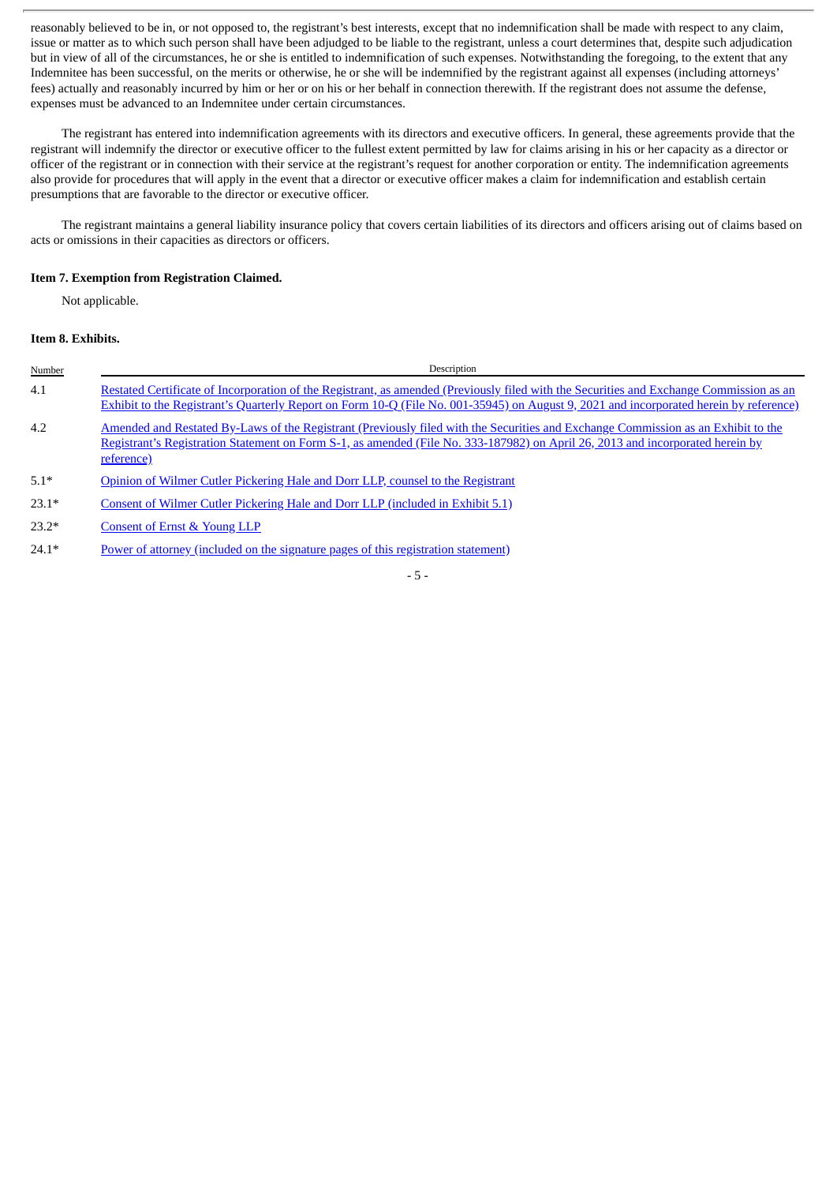reasonably believed to be in, or not opposed to, the registrant's best interests, except that no indemnification shall be made with respect to any claim, issue or matter as to which such person shall have been adjudged to be liable to the registrant, unless a court determines that, despite such adjudication but in view of all of the circumstances, he or she is entitled to indemnification of such expenses. Notwithstanding the foregoing, to the extent that any Indemnitee has been successful, on the merits or otherwise, he or she will be indemnified by the registrant against all expenses (including attorneys' fees) actually and reasonably incurred by him or her or on his or her behalf in connection therewith. If the registrant does not assume the defense, expenses must be advanced to an Indemnitee under certain circumstances.

The registrant has entered into indemnification agreements with its directors and executive officers. In general, these agreements provide that the registrant will indemnify the director or executive officer to the fullest extent permitted by law for claims arising in his or her capacity as a director or officer of the registrant or in connection with their service at the registrant's request for another corporation or entity. The indemnification agreements also provide for procedures that will apply in the event that a director or executive officer makes a claim for indemnification and establish certain presumptions that are favorable to the director or executive officer.

The registrant maintains a general liability insurance policy that covers certain liabilities of its directors and officers arising out of claims based on acts or omissions in their capacities as directors or officers.

**Item 7. Exemption from Registration Claimed.**

Not applicable.

**Item 8. Exhibits.**

| Number | Description |
|---|---|
| 4.1 | Restated Certificate of Incorporation of the Registrant, as amended (Previously filed with the Securities and Exchange Commission as an Exhibit to the Registrant's Quarterly Report on Form 10-Q (File No. 001-35945) on August 9, 2021 and incorporated herein by reference) |
| 4.2 | Amended and Restated By-Laws of the Registrant (Previously filed with the Securities and Exchange Commission as an Exhibit to the Registrant's Registration Statement on Form S-1, as amended (File No. 333-187982) on April 26, 2013 and incorporated herein by reference) |
| 5.1* | Opinion of Wilmer Cutler Pickering Hale and Dorr LLP, counsel to the Registrant |
| 23.1* | Consent of Wilmer Cutler Pickering Hale and Dorr LLP (included in Exhibit 5.1) |
| 23.2* | Consent of Ernst & Young LLP |
| 24.1* | Power of attorney (included on the signature pages of this registration statement) |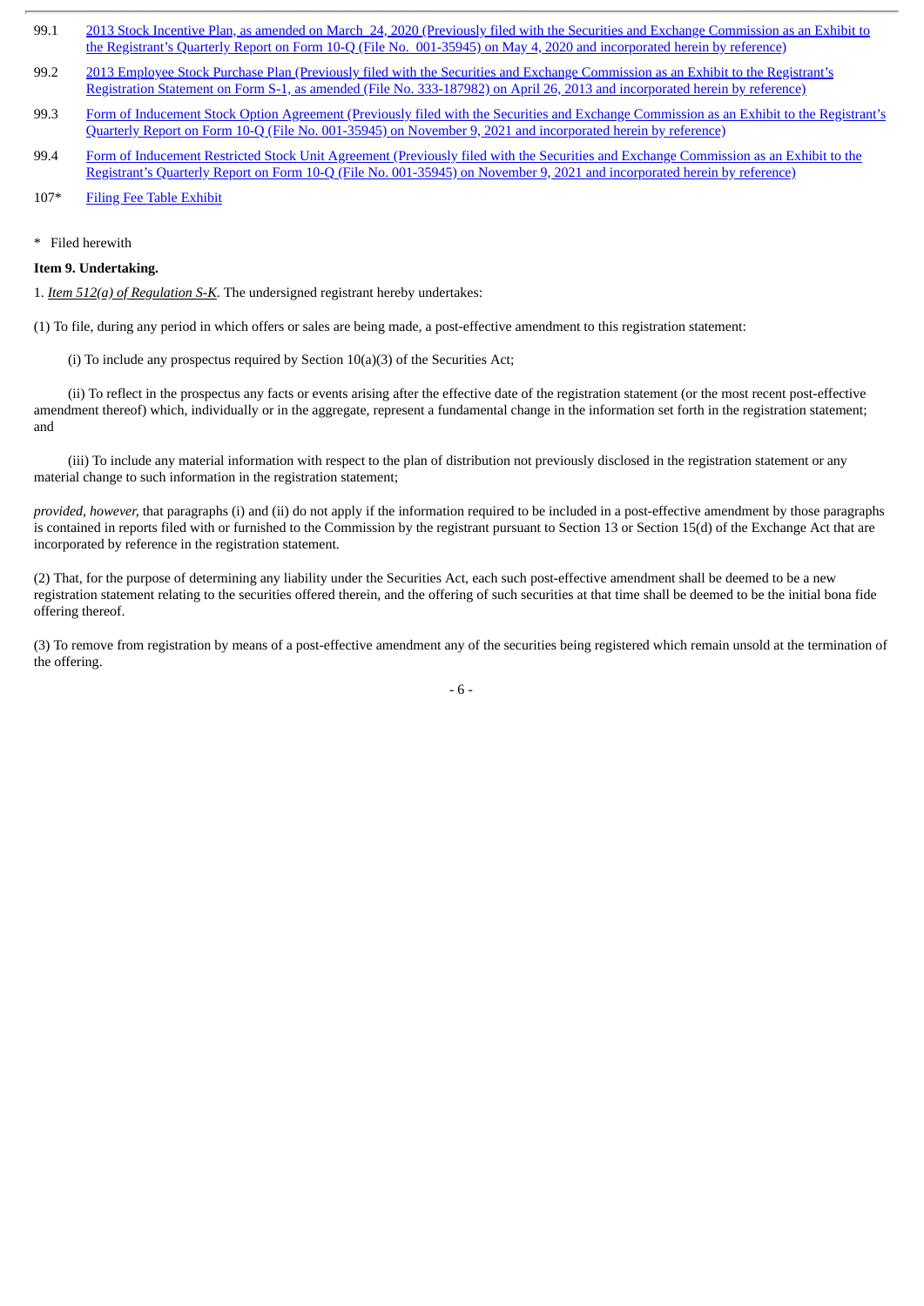| | |
|---|---|
| 99.1 | 2013 Stock Incentive Plan, as amended on March 24, 2020 (Previously filed with the Securities and Exchange Commission as an Exhibit to the Registrant's Quarterly Report on Form 10-Q (File No. 001-35945) on May 4, 2020 and incorporated herein by reference) |
| 99.2 | 2013 Employee Stock Purchase Plan (Previously filed with the Securities and Exchange Commission as an Exhibit to the Registrant's Registration Statement on Form S-1, as amended (File No. 333-187982) on April 26, 2013 and incorporated herein by reference) |
| 99.3 | Form of Inducement Stock Option Agreement (Previously filed with the Securities and Exchange Commission as an Exhibit to the Registrant's Quarterly Report on Form 10-Q (File No. 001-35945) on November 9, 2021 and incorporated herein by reference) |
| 99.4 | Form of Inducement Restricted Stock Unit Agreement (Previously filed with the Securities and Exchange Commission as an Exhibit to the Registrant's Quarterly Report on Form 10-Q (File No. 001-35945) on November 9, 2021 and incorporated herein by reference) |
| 107* | Filing Fee Table Exhibit |

\* Filed herewith

**Item 9. Undertaking.**

1. *Item 512(a) of Regulation S-K*. The undersigned registrant hereby undertakes:

(1) To file, during any period in which offers or sales are being made, a post-effective amendment to this registration statement:

(i) To include any prospectus required by Section 10(a)(3) of the Securities Act;

(ii) To reflect in the prospectus any facts or events arising after the effective date of the registration statement (or the most recent post-effective amendment thereof) which, individually or in the aggregate, represent a fundamental change in the information set forth in the registration statement; and

(iii) To include any material information with respect to the plan of distribution not previously disclosed in the registration statement or any material change to such information in the registration statement;

*provided, however,* that paragraphs (i) and (ii) do not apply if the information required to be included in a post-effective amendment by those paragraphs is contained in reports filed with or furnished to the Commission by the registrant pursuant to Section 13 or Section 15(d) of the Exchange Act that are incorporated by reference in the registration statement.

(2) That, for the purpose of determining any liability under the Securities Act, each such post-effective amendment shall be deemed to be a new registration statement relating to the securities offered therein, and the offering of such securities at that time shall be deemed to be the initial bona fide offering thereof.

(3) To remove from registration by means of a post-effective amendment any of the securities being registered which remain unsold at the termination of the offering.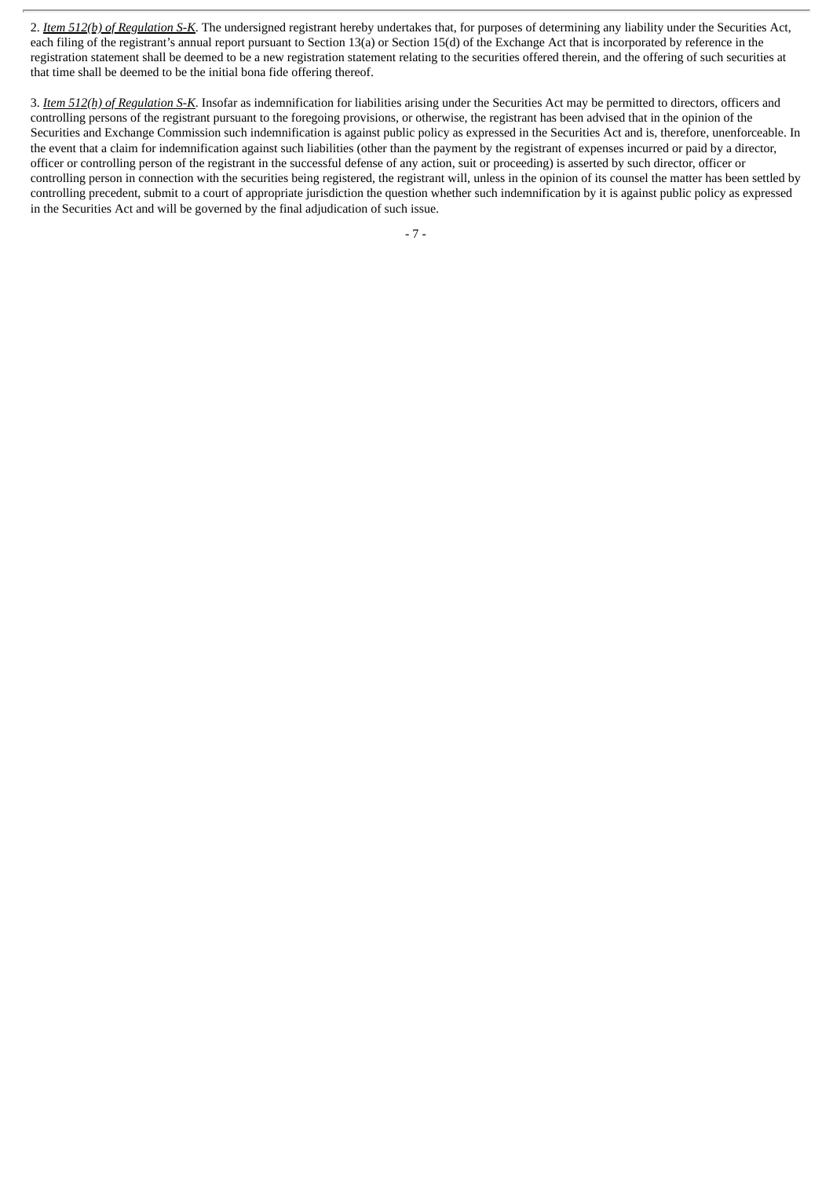2. *Item 512(b) of Regulation S-K*. The undersigned registrant hereby undertakes that, for purposes of determining any liability under the Securities Act, each filing of the registrant's annual report pursuant to Section 13(a) or Section 15(d) of the Exchange Act that is incorporated by reference in the registration statement shall be deemed to be a new registration statement relating to the securities offered therein, and the offering of such securities at that time shall be deemed to be the initial bona fide offering thereof.

3. *Item 512(h) of Regulation S-K*. Insofar as indemnification for liabilities arising under the Securities Act may be permitted to directors, officers and controlling persons of the registrant pursuant to the foregoing provisions, or otherwise, the registrant has been advised that in the opinion of the Securities and Exchange Commission such indemnification is against public policy as expressed in the Securities Act and is, therefore, unenforceable. In the event that a claim for indemnification against such liabilities (other than the payment by the registrant of expenses incurred or paid by a director, officer or controlling person of the registrant in the successful defense of any action, suit or proceeding) is asserted by such director, officer or controlling person in connection with the securities being registered, the registrant will, unless in the opinion of its counsel the matter has been settled by controlling precedent, submit to a court of appropriate jurisdiction the question whether such indemnification by it is against public policy as expressed in the Securities Act and will be governed by the final adjudication of such issue.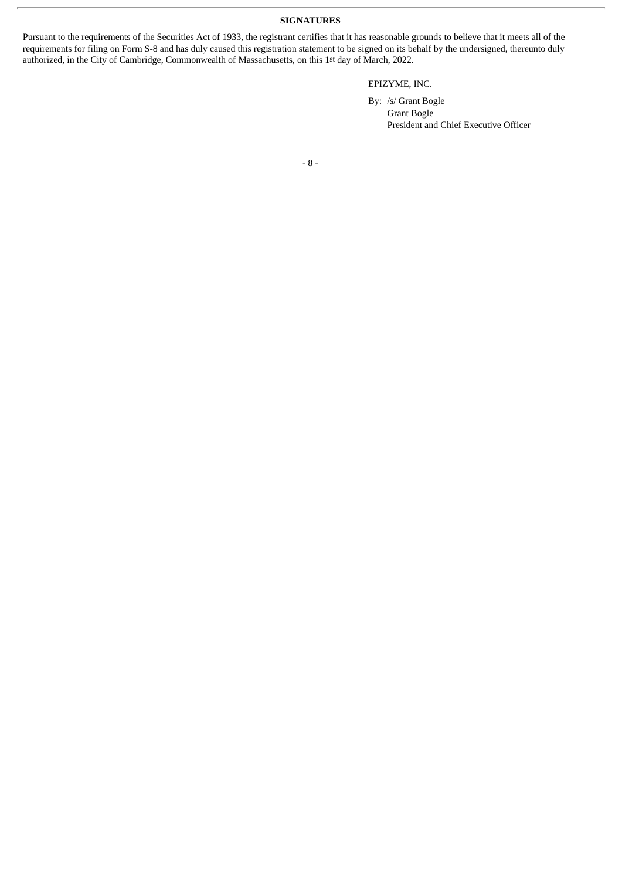**SIGNATURES**

Pursuant to the requirements of the Securities Act of 1933, the registrant certifies that it has reasonable grounds to believe that it meets all of the requirements for filing on Form S-8 and has duly caused this registration statement to be signed on its behalf by the undersigned, thereunto duly authorized, in the City of Cambridge, Commonwealth of Massachusetts, on this 1st day of March, 2022.

EPIZYME, INC.

By: /s/ Grant Bogle
Grant Bogle
President and Chief Executive Officer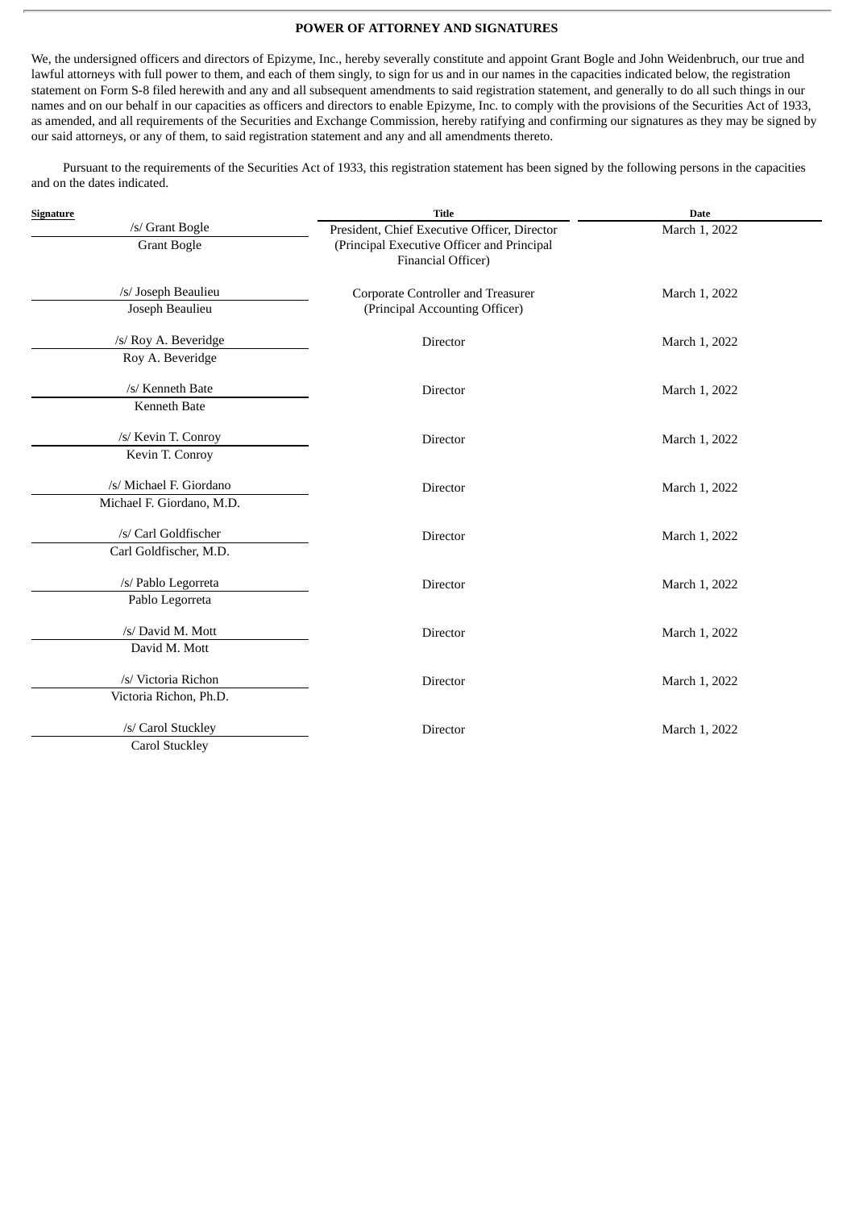**POWER OF ATTORNEY AND SIGNATURES**

We, the undersigned officers and directors of Epizyme, Inc., hereby severally constitute and appoint Grant Bogle and John Weidenbruch, our true and lawful attorneys with full power to them, and each of them singly, to sign for us and in our names in the capacities indicated below, the registration statement on Form S-8 filed herewith and any and all subsequent amendments to said registration statement, and generally to do all such things in our names and on our behalf in our capacities as officers and directors to enable Epizyme, Inc. to comply with the provisions of the Securities Act of 1933, as amended, and all requirements of the Securities and Exchange Commission, hereby ratifying and confirming our signatures as they may be signed by our said attorneys, or any of them, to said registration statement and any and all amendments thereto.

Pursuant to the requirements of the Securities Act of 1933, this registration statement has been signed by the following persons in the capacities and on the dates indicated.

| Signature | Title | Date |
|---|---|---|
| /s/ Grant Bogle<br>Grant Bogle | President, Chief Executive Officer, Director (Principal Executive Officer and Principal Financial Officer) | March 1, 2022 |
| /s/ Joseph Beaulieu<br>Joseph Beaulieu | Corporate Controller and Treasurer (Principal Accounting Officer) | March 1, 2022 |
| /s/ Roy A. Beveridge<br>Roy A. Beveridge | Director | March 1, 2022 |
| /s/ Kenneth Bate<br>Kenneth Bate | Director | March 1, 2022 |
| /s/ Kevin T. Conroy<br>Kevin T. Conroy | Director | March 1, 2022 |
| /s/ Michael F. Giordano<br>Michael F. Giordano, M.D. | Director | March 1, 2022 |
| /s/ Carl Goldfischer<br>Carl Goldfischer, M.D. | Director | March 1, 2022 |
| /s/ Pablo Legorreta<br>Pablo Legorreta | Director | March 1, 2022 |
| /s/ David M. Mott<br>David M. Mott | Director | March 1, 2022 |
| /s/ Victoria Richon<br>Victoria Richon, Ph.D. | Director | March 1, 2022 |
| /s/ Carol Stuckley<br>Carol Stuckley | Director | March 1, 2022 |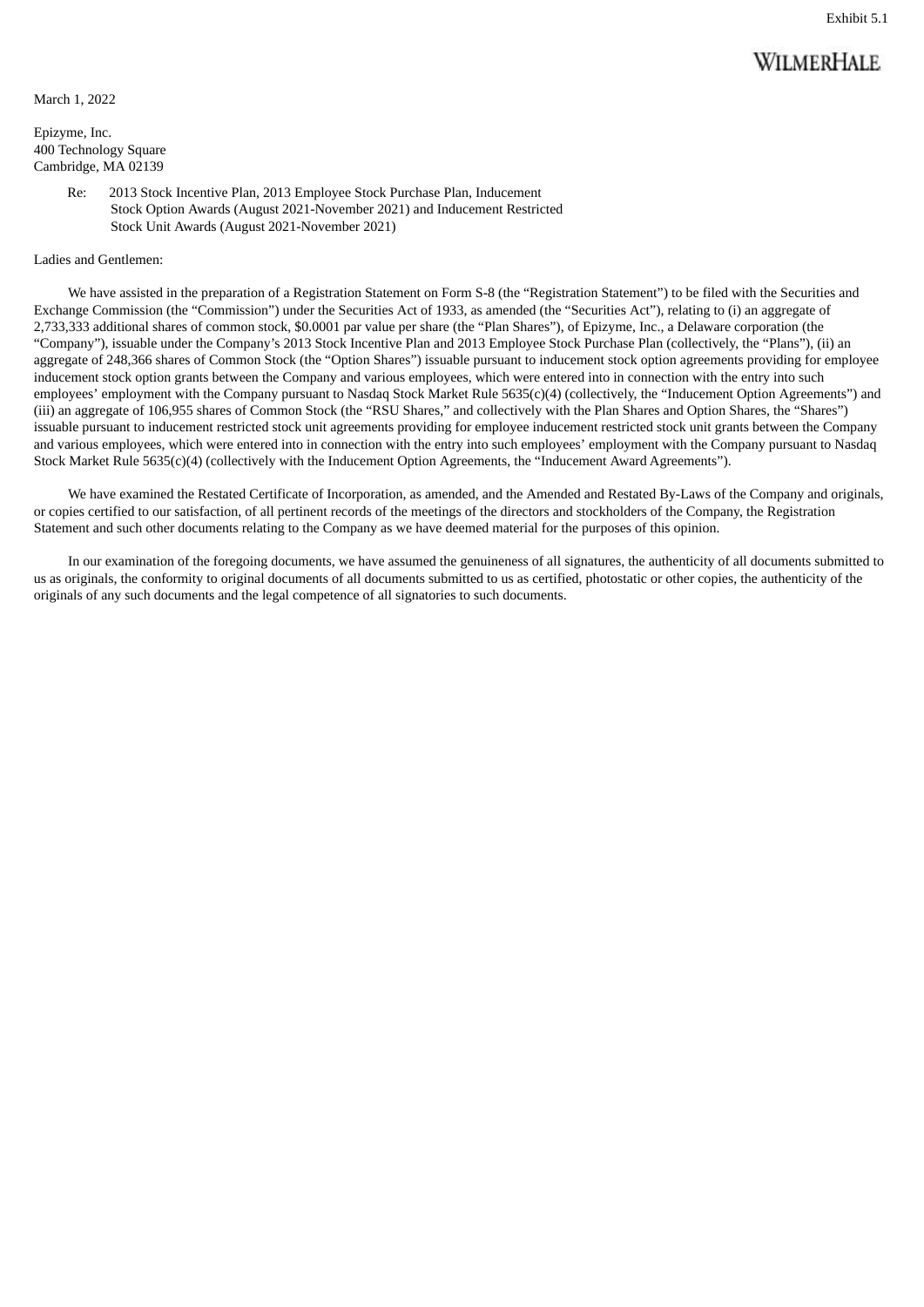Exhibit 5.1

WILMERHALE

March 1, 2022

Epizyme, Inc.
400 Technology Square
Cambridge, MA 02139

Re: 2013 Stock Incentive Plan, 2013 Employee Stock Purchase Plan, Inducement Stock Option Awards (August 2021-November 2021) and Inducement Restricted Stock Unit Awards (August 2021-November 2021)

Ladies and Gentlemen:

We have assisted in the preparation of a Registration Statement on Form S-8 (the "Registration Statement") to be filed with the Securities and Exchange Commission (the "Commission") under the Securities Act of 1933, as amended (the "Securities Act"), relating to (i) an aggregate of 2,733,333 additional shares of common stock, $0.0001 par value per share (the "Plan Shares"), of Epizyme, Inc., a Delaware corporation (the "Company"), issuable under the Company's 2013 Stock Incentive Plan and 2013 Employee Stock Purchase Plan (collectively, the "Plans"), (ii) an aggregate of 248,366 shares of Common Stock (the "Option Shares") issuable pursuant to inducement stock option agreements providing for employee inducement stock option grants between the Company and various employees, which were entered into in connection with the entry into such employees' employment with the Company pursuant to Nasdaq Stock Market Rule 5635(c)(4) (collectively, the "Inducement Option Agreements") and (iii) an aggregate of 106,955 shares of Common Stock (the "RSU Shares," and collectively with the Plan Shares and Option Shares, the "Shares") issuable pursuant to inducement restricted stock unit agreements providing for employee inducement restricted stock unit grants between the Company and various employees, which were entered into in connection with the entry into such employees' employment with the Company pursuant to Nasdaq Stock Market Rule 5635(c)(4) (collectively with the Inducement Option Agreements, the "Inducement Award Agreements").

We have examined the Restated Certificate of Incorporation, as amended, and the Amended and Restated By-Laws of the Company and originals, or copies certified to our satisfaction, of all pertinent records of the meetings of the directors and stockholders of the Company, the Registration Statement and such other documents relating to the Company as we have deemed material for the purposes of this opinion.

In our examination of the foregoing documents, we have assumed the genuineness of all signatures, the authenticity of all documents submitted to us as originals, the conformity to original documents of all documents submitted to us as certified, photostatic or other copies, the authenticity of the originals of any such documents and the legal competence of all signatories to such documents.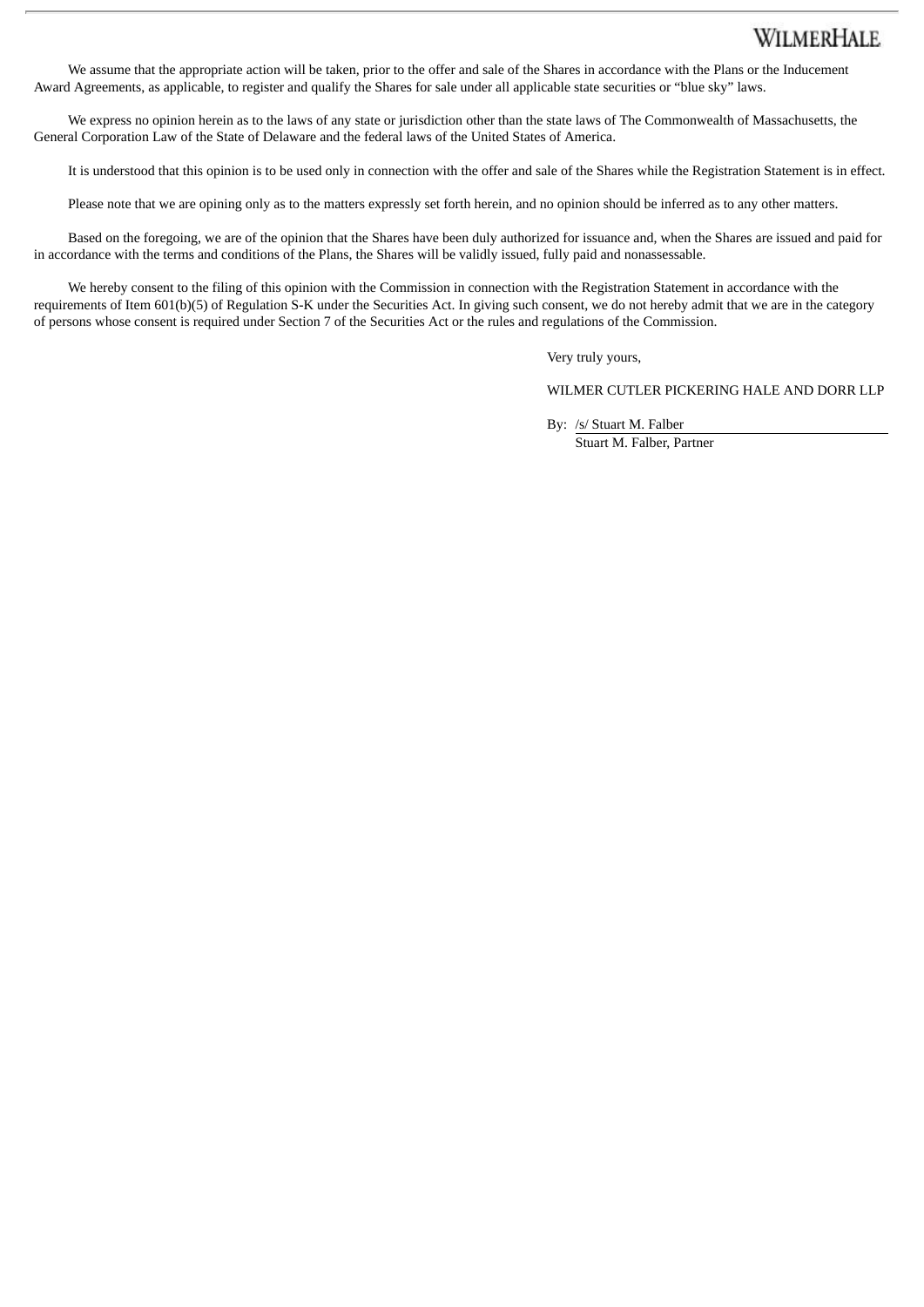We assume that the appropriate action will be taken, prior to the offer and sale of the Shares in accordance with the Plans or the Inducement Award Agreements, as applicable, to register and qualify the Shares for sale under all applicable state securities or "blue sky" laws.

We express no opinion herein as to the laws of any state or jurisdiction other than the state laws of The Commonwealth of Massachusetts, the General Corporation Law of the State of Delaware and the federal laws of the United States of America.

It is understood that this opinion is to be used only in connection with the offer and sale of the Shares while the Registration Statement is in effect.

Please note that we are opining only as to the matters expressly set forth herein, and no opinion should be inferred as to any other matters.

Based on the foregoing, we are of the opinion that the Shares have been duly authorized for issuance and, when the Shares are issued and paid for in accordance with the terms and conditions of the Plans, the Shares will be validly issued, fully paid and nonassessable.

We hereby consent to the filing of this opinion with the Commission in connection with the Registration Statement in accordance with the requirements of Item 601(b)(5) of Regulation S-K under the Securities Act. In giving such consent, we do not hereby admit that we are in the category of persons whose consent is required under Section 7 of the Securities Act or the rules and regulations of the Commission.

Very truly yours,

WILMER CUTLER PICKERING HALE AND DORR LLP

By: /s/ Stuart M. Falber
Stuart M. Falber, Partner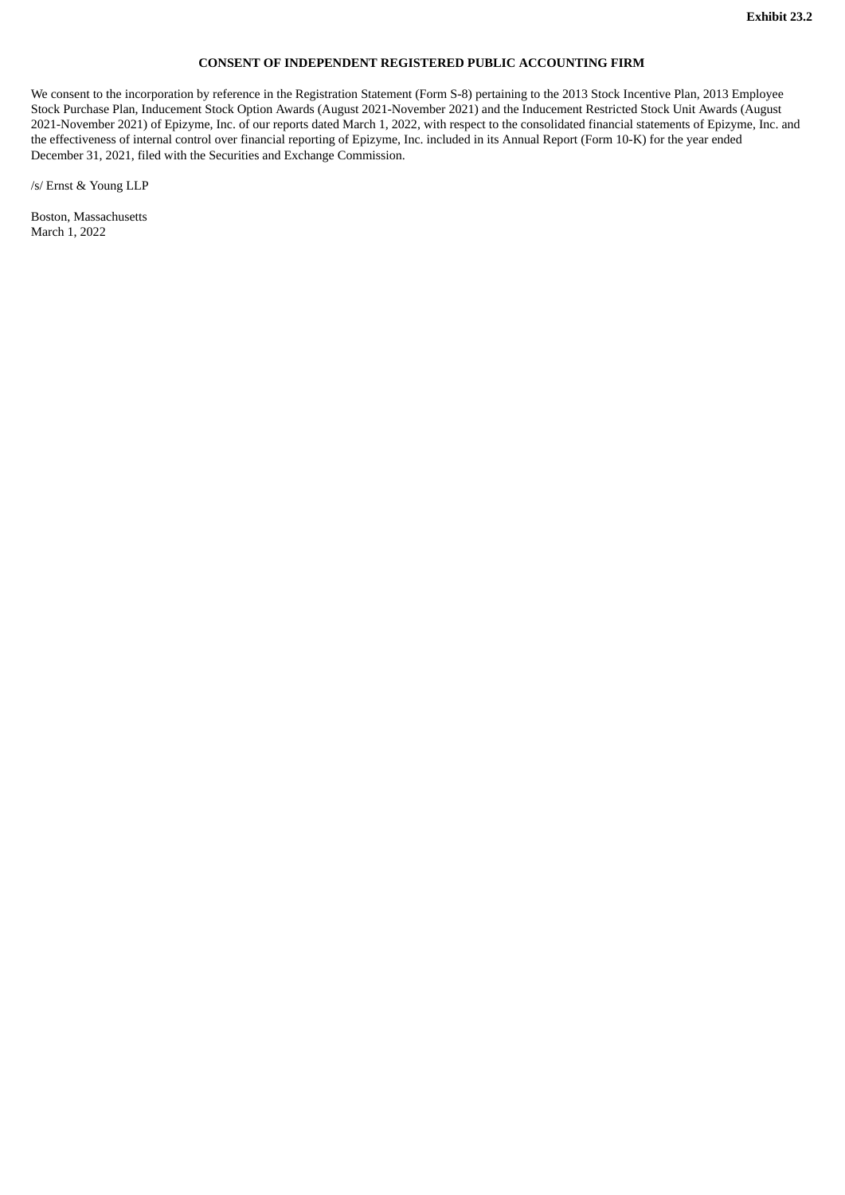**Exhibit 23.2**

**CONSENT OF INDEPENDENT REGISTERED PUBLIC ACCOUNTING FIRM**

We consent to the incorporation by reference in the Registration Statement (Form S-8) pertaining to the 2013 Stock Incentive Plan, 2013 Employee Stock Purchase Plan, Inducement Stock Option Awards (August 2021-November 2021) and the Inducement Restricted Stock Unit Awards (August 2021-November 2021) of Epizyme, Inc. of our reports dated March 1, 2022, with respect to the consolidated financial statements of Epizyme, Inc. and the effectiveness of internal control over financial reporting of Epizyme, Inc. included in its Annual Report (Form 10-K) for the year ended December 31, 2021, filed with the Securities and Exchange Commission.

/s/ Ernst & Young LLP

Boston, Massachusetts
March 1, 2022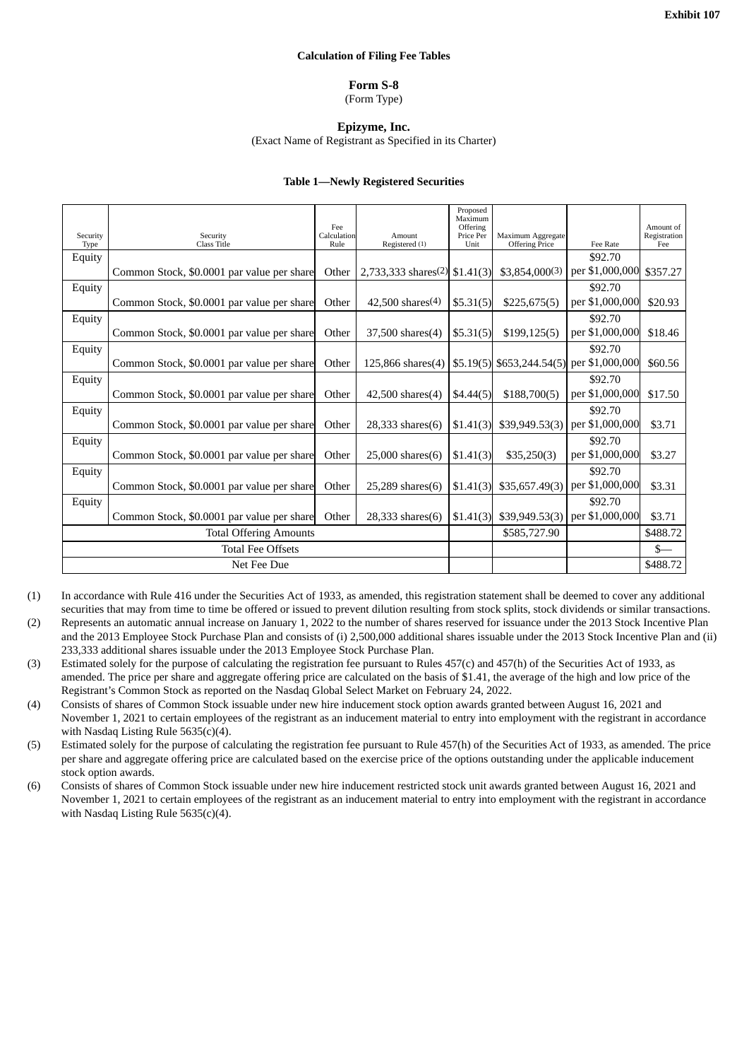**Exhibit 107**

**Calculation of Filing Fee Tables**

**Form S-8**
(Form Type)

**Epizyme, Inc.**
(Exact Name of Registrant as Specified in its Charter)

**Table 1—Newly Registered Securities**

| Security Type | Security Class Title | Fee Calculation Rule | Amount Registered (1) | Proposed Maximum Offering Price Per Unit | Maximum Aggregate Offering Price | Fee Rate | Amount of Registration Fee |
|---|---|---|---|---|---|---|---|
| Equity | Common Stock, $0.0001 par value per share | Other | 2,733,333 shares(2) | $1.41(3) | $3,854,000(3) | $92.70 per $1,000,000 | $357.27 |
| Equity | Common Stock, $0.0001 par value per share | Other | 42,500 shares(4) | $5.31(5) | $225,675(5) | $92.70 per $1,000,000 | $20.93 |
| Equity | Common Stock, $0.0001 par value per share | Other | 37,500 shares(4) | $5.31(5) | $199,125(5) | $92.70 per $1,000,000 | $18.46 |
| Equity | Common Stock, $0.0001 par value per share | Other | 125,866 shares(4) | $5.19(5) | $653,244.54(5) | $92.70 per $1,000,000 | $60.56 |
| Equity | Common Stock, $0.0001 par value per share | Other | 42,500 shares(4) | $4.44(5) | $188,700(5) | $92.70 per $1,000,000 | $17.50 |
| Equity | Common Stock, $0.0001 par value per share | Other | 28,333 shares(6) | $1.41(3) | $39,949.53(3) | $92.70 per $1,000,000 | $3.71 |
| Equity | Common Stock, $0.0001 par value per share | Other | 25,000 shares(6) | $1.41(3) | $35,250(3) | $92.70 per $1,000,000 | $3.27 |
| Equity | Common Stock, $0.0001 par value per share | Other | 25,289 shares(6) | $1.41(3) | $35,657.49(3) | $92.70 per $1,000,000 | $3.31 |
| Equity | Common Stock, $0.0001 par value per share | Other | 28,333 shares(6) | $1.41(3) | $39,949.53(3) | $92.70 per $1,000,000 | $3.71 |
| Total Offering Amounts | | | | | $585,727.90 | | $488.72 |
| Total Fee Offsets | | | | | | | $— |
| Net Fee Due | | | | | | | $488.72 |

(1) In accordance with Rule 416 under the Securities Act of 1933, as amended, this registration statement shall be deemed to cover any additional securities that may from time to time be offered or issued to prevent dilution resulting from stock splits, stock dividends or similar transactions.

(2) Represents an automatic annual increase on January 1, 2022 to the number of shares reserved for issuance under the 2013 Stock Incentive Plan and the 2013 Employee Stock Purchase Plan and consists of (i) 2,500,000 additional shares issuable under the 2013 Stock Incentive Plan and (ii) 233,333 additional shares issuable under the 2013 Employee Stock Purchase Plan.

(3) Estimated solely for the purpose of calculating the registration fee pursuant to Rules 457(c) and 457(h) of the Securities Act of 1933, as amended. The price per share and aggregate offering price are calculated on the basis of $1.41, the average of the high and low price of the Registrant's Common Stock as reported on the Nasdaq Global Select Market on February 24, 2022.

(4) Consists of shares of Common Stock issuable under new hire inducement stock option awards granted between August 16, 2021 and November 1, 2021 to certain employees of the registrant as an inducement material to entry into employment with the registrant in accordance with Nasdaq Listing Rule 5635(c)(4).

(5) Estimated solely for the purpose of calculating the registration fee pursuant to Rule 457(h) of the Securities Act of 1933, as amended. The price per share and aggregate offering price are calculated based on the exercise price of the options outstanding under the applicable inducement stock option awards.

(6) Consists of shares of Common Stock issuable under new hire inducement restricted stock unit awards granted between August 16, 2021 and November 1, 2021 to certain employees of the registrant as an inducement material to entry into employment with the registrant in accordance with Nasdaq Listing Rule 5635(c)(4).